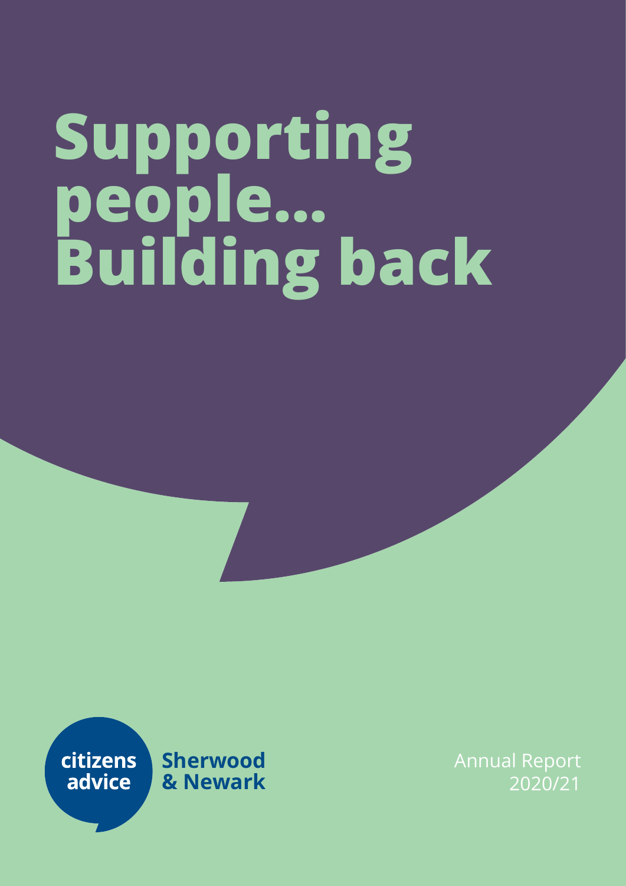# Supporting people... Building back

citizens advice

**Sherwood & Newark**

Annual Report 2020/21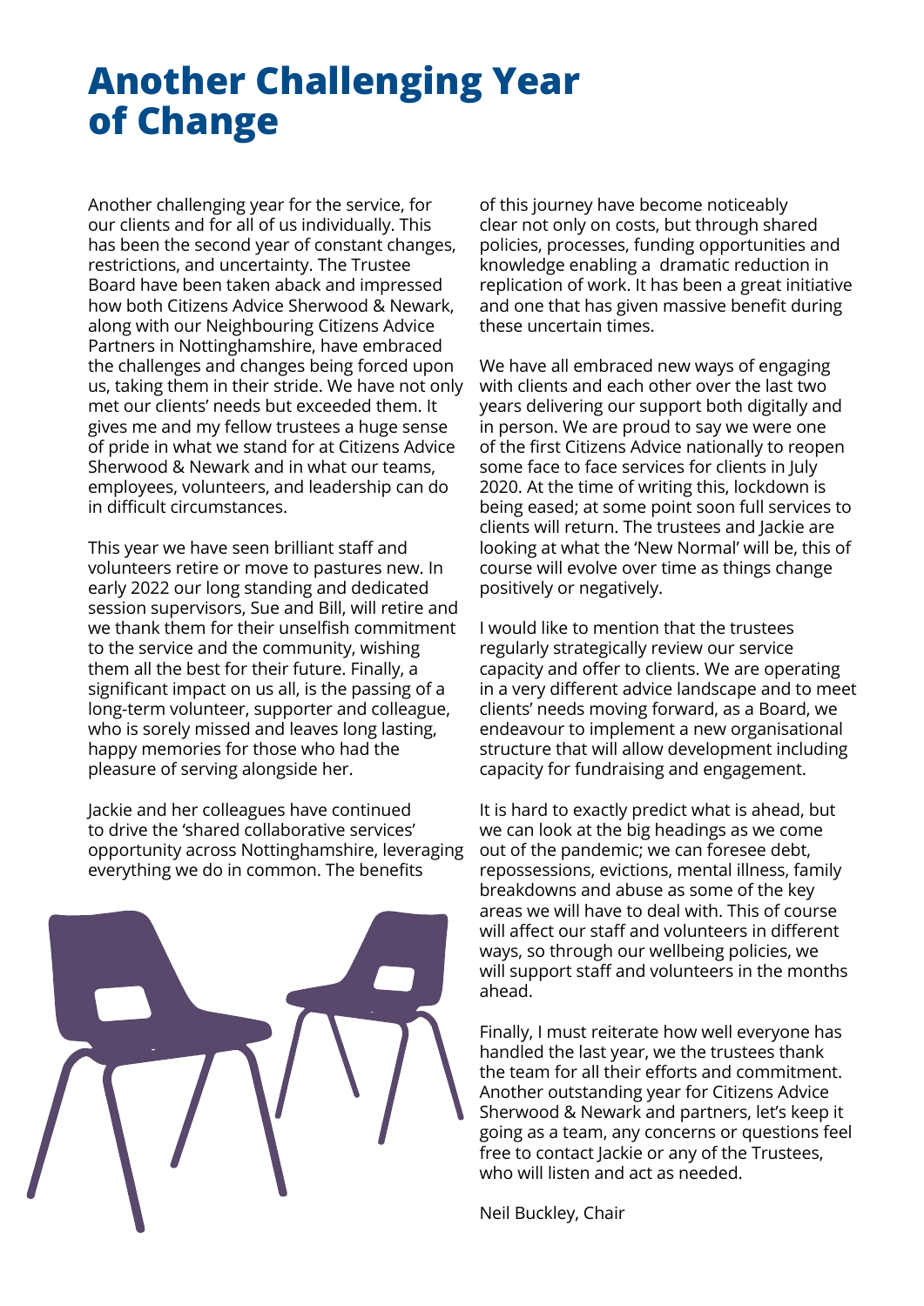# Another Challenging Year of Change

Another challenging year for the service, for our clients and for all of us individually. This has been the second year of constant changes, restrictions, and uncertainty. The Trustee Board have been taken aback and impressed how both Citizens Advice Sherwood & Newark, along with our Neighbouring Citizens Advice Partners in Nottinghamshire, have embraced the challenges and changes being forced upon us, taking them in their stride. We have not only met our clients' needs but exceeded them. It gives me and my fellow trustees a huge sense of pride in what we stand for at Citizens Advice Sherwood & Newark and in what our teams, employees, volunteers, and leadership can do in difficult circumstances.

This year we have seen brilliant staff and volunteers retire or move to pastures new. In early 2022 our long standing and dedicated session supervisors, Sue and Bill, will retire and we thank them for their unselfish commitment to the service and the community, wishing them all the best for their future. Finally, a significant impact on us all, is the passing of a long-term volunteer, supporter and colleague, who is sorely missed and leaves long lasting, happy memories for those who had the pleasure of serving alongside her.

Jackie and her colleagues have continued to drive the 'shared collaborative services' opportunity across Nottinghamshire, leveraging everything we do in common. The benefits of this journey have become noticeably clear not only on costs, but through shared policies, processes, funding opportunities and knowledge enabling a dramatic reduction in replication of work. It has been a great initiative and one that has given massive benefit during these uncertain times.

We have all embraced new ways of engaging with clients and each other over the last two years delivering our support both digitally and in person. We are proud to say we were one of the first Citizens Advice nationally to reopen some face to face services for clients in July 2020. At the time of writing this, lockdown is being eased; at some point soon full services to clients will return. The trustees and Jackie are looking at what the 'New Normal' will be, this of course will evolve over time as things change positively or negatively.

I would like to mention that the trustees regularly strategically review our service capacity and offer to clients. We are operating in a very different advice landscape and to meet clients' needs moving forward, as a Board, we endeavour to implement a new organisational structure that will allow development including capacity for fundraising and engagement.

It is hard to exactly predict what is ahead, but we can look at the big headings as we come out of the pandemic; we can foresee debt, repossessions, evictions, mental illness, family breakdowns and abuse as some of the key areas we will have to deal with. This of course will affect our staff and volunteers in different ways, so through our wellbeing policies, we will support staff and volunteers in the months ahead.

Finally, I must reiterate how well everyone has handled the last year, we the trustees thank the team for all their efforts and commitment. Another outstanding year for Citizens Advice Sherwood & Newark and partners, let's keep it going as a team, any concerns or questions feel free to contact Jackie or any of the Trustees, who will listen and act as needed.

Neil Buckley, Chair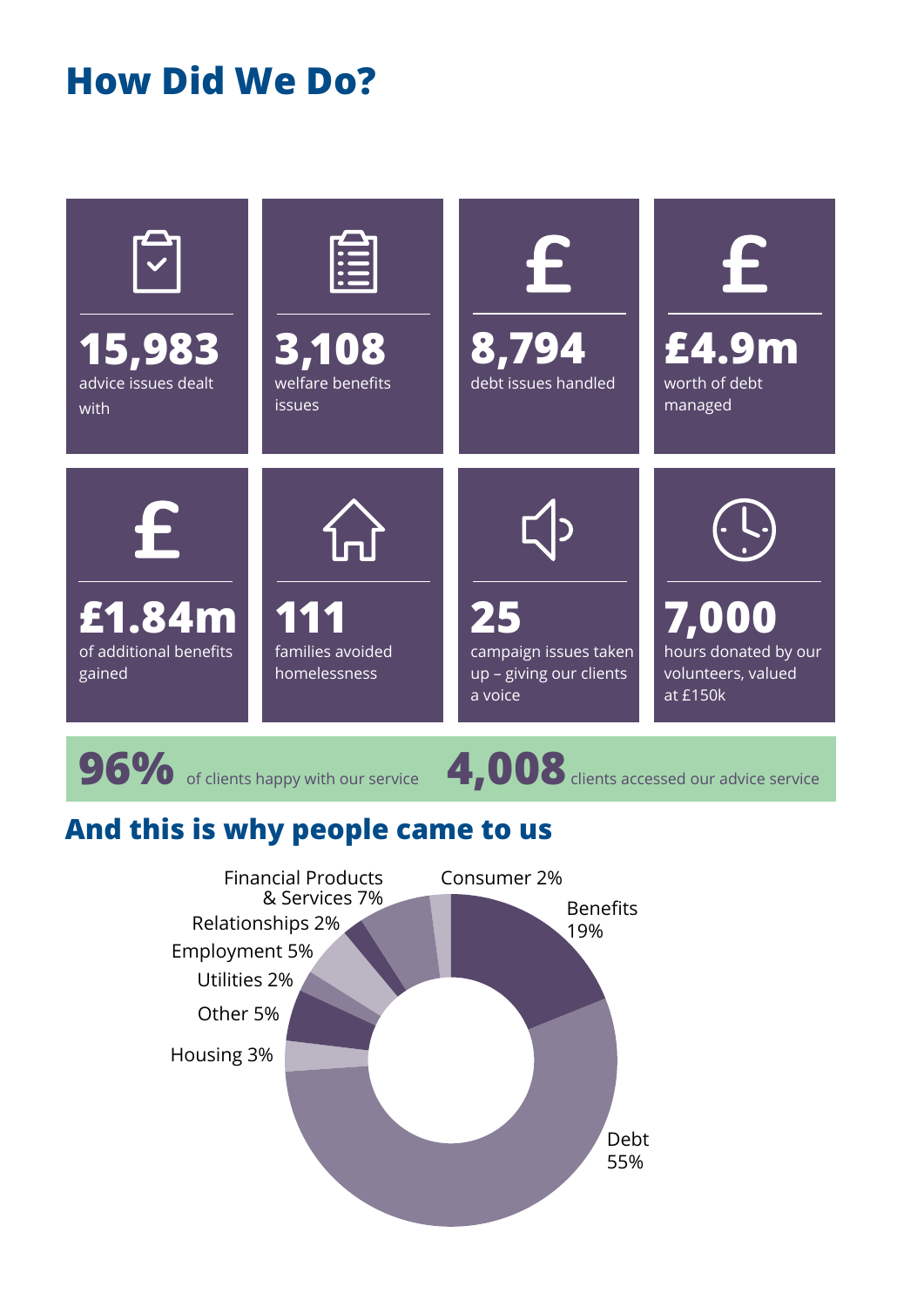## How Did We Do?

**15,983** advice issues dealt with

**3,108** welfare benefits issues

**8,794** debt issues handled

**£4.9m** worth of debt managed

**£1.84m** of additional benefits gained

**111** families avoided homelessness

**25** campaign issues taken up – giving our clients a voice

**7,000** hours donated by our volunteers, valued at £150k

**96%** of clients happy with our service

**4,008** clients accessed our advice service

## And this is why people came to us

- Debt 55%
- Benefits 19%
- Financial Products & Services 7%
- Employment 5%
- Other 5%
- Housing 3%
- Consumer 2%
- Relationships 2%
- Utilities 2%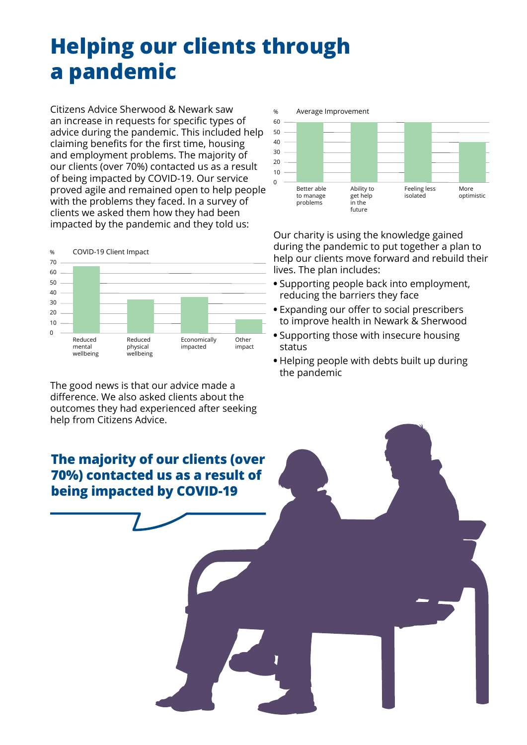# Helping our clients through a pandemic

Citizens Advice Sherwood & Newark saw an increase in requests for specific types of advice during the pandemic. This included help claiming benefits for the first time, housing and employment problems. The majority of our clients (over 70%) contacted us as a result of being impacted by COVID-19. Our service proved agile and remained open to help people with the problems they faced. In a survey of clients we asked them how they had been impacted by the pandemic and they told us:

COVID-19 Client Impact

| Impact | % |
|---|---|
| Reduced mental wellbeing | ~67 |
| Reduced physical wellbeing | ~33 |
| Economically impacted | ~36 |
| Other impact | ~13 |

The good news is that our advice made a difference. We also asked clients about the outcomes they had experienced after seeking help from Citizens Advice.

**The majority of our clients (over 70%) contacted us as a result of being impacted by COVID-19**

Average Improvement

| Outcome | % |
|---|---|
| Better able to manage problems | ~60 |
| Ability to get help in the future | ~60 |
| Feeling less isolated | ~60 |
| More optimistic | ~40 |

Our charity is using the knowledge gained during the pandemic to put together a plan to help our clients move forward and rebuild their lives. The plan includes:

- Supporting people back into employment, reducing the barriers they face
- Expanding our offer to social prescribers to improve health in Newark & Sherwood
- Supporting those with insecure housing status
- Helping people with debts built up during the pandemic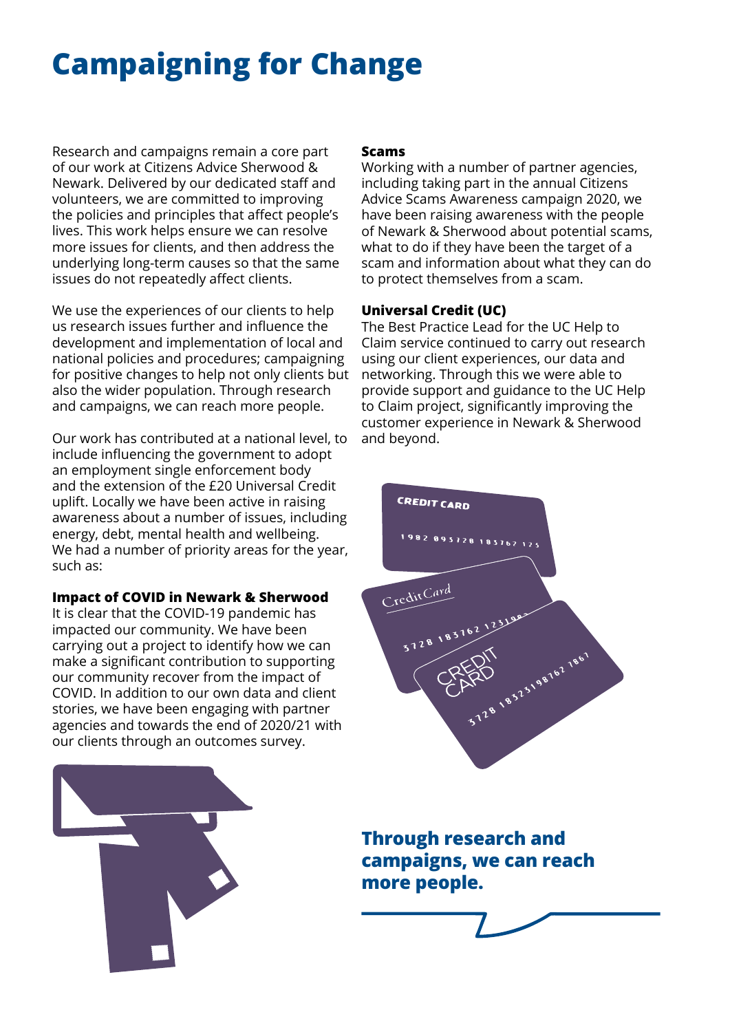# Campaigning for Change

Research and campaigns remain a core part of our work at Citizens Advice Sherwood & Newark. Delivered by our dedicated staff and volunteers, we are committed to improving the policies and principles that affect people's lives. This work helps ensure we can resolve more issues for clients, and then address the underlying long-term causes so that the same issues do not repeatedly affect clients.

We use the experiences of our clients to help us research issues further and influence the development and implementation of local and national policies and procedures; campaigning for positive changes to help not only clients but also the wider population. Through research and campaigns, we can reach more people.

Our work has contributed at a national level, to include influencing the government to adopt an employment single enforcement body and the extension of the £20 Universal Credit uplift. Locally we have been active in raising awareness about a number of issues, including energy, debt, mental health and wellbeing. We had a number of priority areas for the year, such as:

**Impact of COVID in Newark & Sherwood**
It is clear that the COVID-19 pandemic has impacted our community. We have been carrying out a project to identify how we can make a significant contribution to supporting our community recover from the impact of COVID. In addition to our own data and client stories, we have been engaging with partner agencies and towards the end of 2020/21 with our clients through an outcomes survey.

**Scams**
Working with a number of partner agencies, including taking part in the annual Citizens Advice Scams Awareness campaign 2020, we have been raising awareness with the people of Newark & Sherwood about potential scams, what to do if they have been the target of a scam and information about what they can do to protect themselves from a scam.

**Universal Credit (UC)**
The Best Practice Lead for the UC Help to Claim service continued to carry out research using our client experiences, our data and networking. Through this we were able to provide support and guidance to the UC Help to Claim project, significantly improving the customer experience in Newark & Sherwood and beyond.

**Through research and campaigns, we can reach more people.**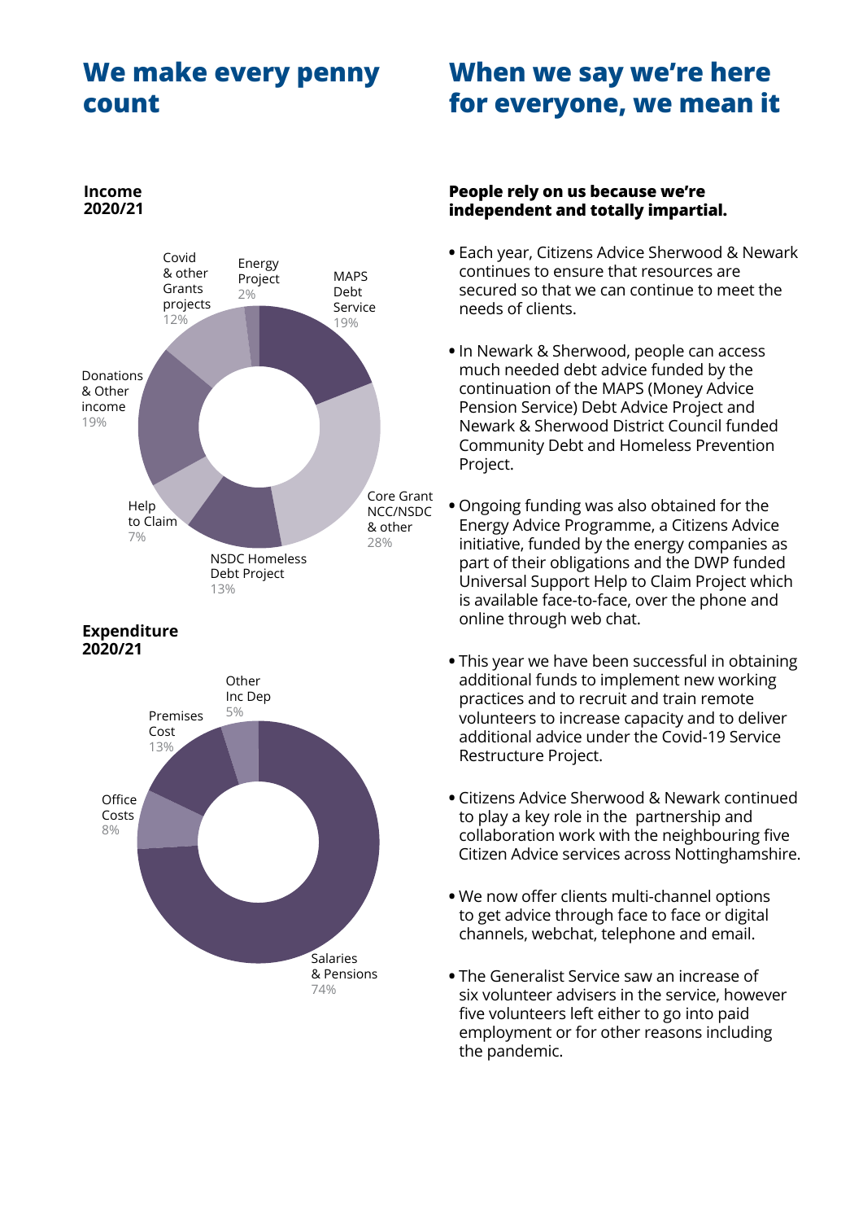## We make every penny count

**Income 2020/21**

- Core Grant NCC/NSDC & other 28%
- MAPS Debt Service 19%
- Donations & Other income 19%
- NSDC Homeless Debt Project 13%
- Covid & other Grants projects 12%
- Help to Claim 7%
- Energy Project 2%

**Expenditure 2020/21**

- Salaries & Pensions 74%
- Premises Cost 13%
- Office Costs 8%
- Other Inc Dep 5%

## When we say we're here for everyone, we mean it

**People rely on us because we're independent and totally impartial.**

- Each year, Citizens Advice Sherwood & Newark continues to ensure that resources are secured so that we can continue to meet the needs of clients.
- In Newark & Sherwood, people can access much needed debt advice funded by the continuation of the MAPS (Money Advice Pension Service) Debt Advice Project and Newark & Sherwood District Council funded Community Debt and Homeless Prevention Project.
- Ongoing funding was also obtained for the Energy Advice Programme, a Citizens Advice initiative, funded by the energy companies as part of their obligations and the DWP funded Universal Support Help to Claim Project which is available face-to-face, over the phone and online through web chat.
- This year we have been successful in obtaining additional funds to implement new working practices and to recruit and train remote volunteers to increase capacity and to deliver additional advice under the Covid-19 Service Restructure Project.
- Citizens Advice Sherwood & Newark continued to play a key role in the partnership and collaboration work with the neighbouring five Citizen Advice services across Nottinghamshire.
- We now offer clients multi-channel options to get advice through face to face or digital channels, webchat, telephone and email.
- The Generalist Service saw an increase of six volunteer advisers in the service, however five volunteers left either to go into paid employment or for other reasons including the pandemic.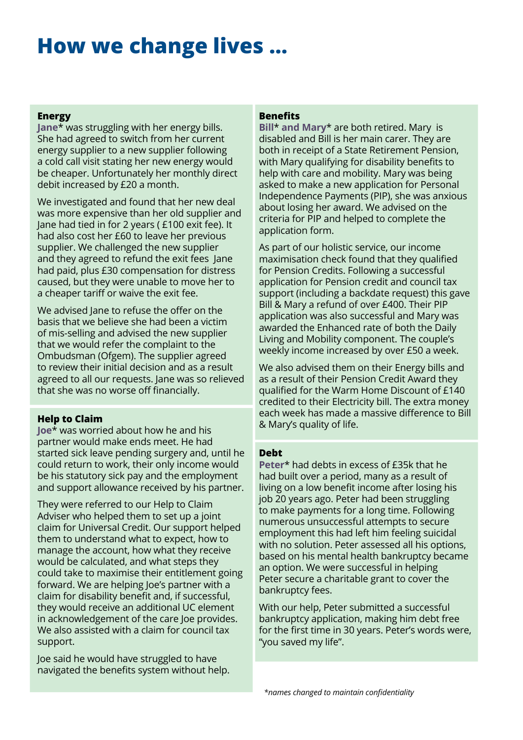# How we change lives ...

### Energy

**Jane*** was struggling with her energy bills. She had agreed to switch from her current energy supplier to a new supplier following a cold call visit stating her new energy would be cheaper. Unfortunately her monthly direct debit increased by £20 a month.

We investigated and found that her new deal was more expensive than her old supplier and Jane had tied in for 2 years ( £100 exit fee). It had also cost her £60 to leave her previous supplier. We challenged the new supplier and they agreed to refund the exit fees Jane had paid, plus £30 compensation for distress caused, but they were unable to move her to a cheaper tariff or waive the exit fee.

We advised Jane to refuse the offer on the basis that we believe she had been a victim of mis-selling and advised the new supplier that we would refer the complaint to the Ombudsman (Ofgem). The supplier agreed to review their initial decision and as a result agreed to all our requests. Jane was so relieved that she was no worse off financially.

### Help to Claim

**Joe*** was worried about how he and his partner would make ends meet. He had started sick leave pending surgery and, until he could return to work, their only income would be his statutory sick pay and the employment and support allowance received by his partner.

They were referred to our Help to Claim Adviser who helped them to set up a joint claim for Universal Credit. Our support helped them to understand what to expect, how to manage the account, how what they receive would be calculated, and what steps they could take to maximise their entitlement going forward. We are helping Joe's partner with a claim for disability benefit and, if successful, they would receive an additional UC element in acknowledgement of the care Joe provides. We also assisted with a claim for council tax support.

Joe said he would have struggled to have navigated the benefits system without help.

### Benefits

**Bill* and Mary*** are both retired. Mary is disabled and Bill is her main carer. They are both in receipt of a State Retirement Pension, with Mary qualifying for disability benefits to help with care and mobility. Mary was being asked to make a new application for Personal Independence Payments (PIP), she was anxious about losing her award. We advised on the criteria for PIP and helped to complete the application form.

As part of our holistic service, our income maximisation check found that they qualified for Pension Credits. Following a successful application for Pension credit and council tax support (including a backdate request) this gave Bill & Mary a refund of over £400. Their PIP application was also successful and Mary was awarded the Enhanced rate of both the Daily Living and Mobility component. The couple's weekly income increased by over £50 a week.

We also advised them on their Energy bills and as a result of their Pension Credit Award they qualified for the Warm Home Discount of £140 credited to their Electricity bill. The extra money each week has made a massive difference to Bill & Mary's quality of life.

### Debt

**Peter*** had debts in excess of £35k that he had built over a period, many as a result of living on a low benefit income after losing his job 20 years ago. Peter had been struggling to make payments for a long time. Following numerous unsuccessful attempts to secure employment this had left him feeling suicidal with no solution. Peter assessed all his options, based on his mental health bankruptcy became an option. We were successful in helping Peter secure a charitable grant to cover the bankruptcy fees.

With our help, Peter submitted a successful bankruptcy application, making him debt free for the first time in 30 years. Peter's words were, "you saved my life".

*\*names changed to maintain confidentiality*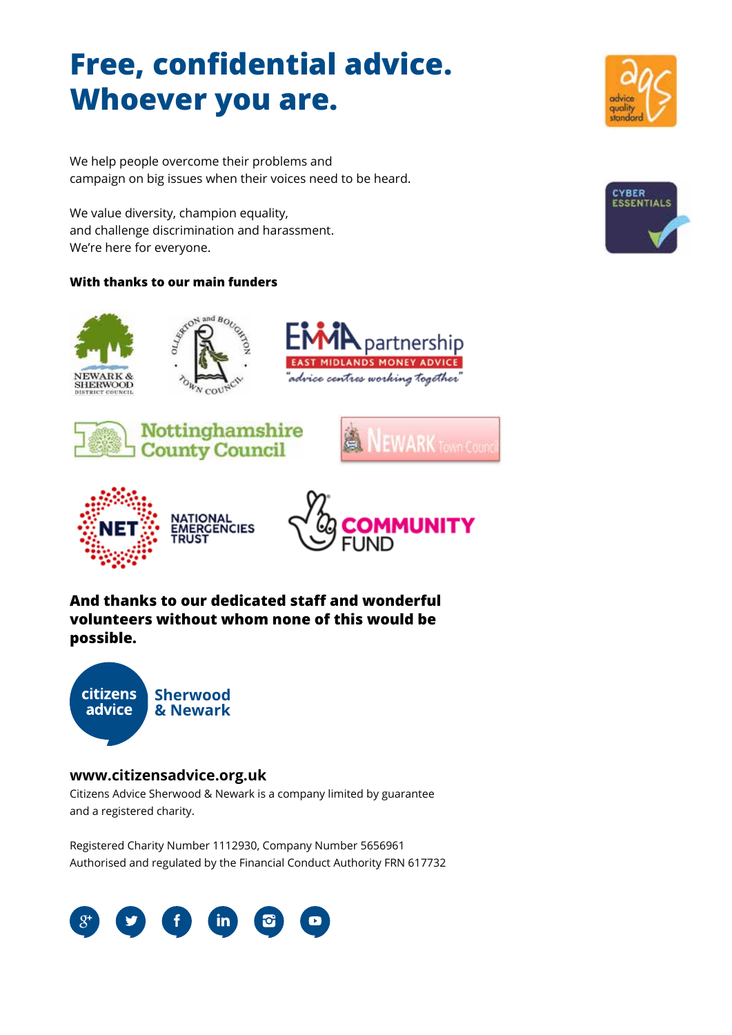# Free, confidential advice. Whoever you are.

We help people overcome their problems and campaign on big issues when their voices need to be heard.

We value diversity, champion equality, and challenge discrimination and harassment. We're here for everyone.

**With thanks to our main funders**

**And thanks to our dedicated staff and wonderful volunteers without whom none of this would be possible.**

**www.citizensadvice.org.uk**

Citizens Advice Sherwood & Newark is a company limited by guarantee and a registered charity.

Registered Charity Number 1112930, Company Number 5656961
Authorised and regulated by the Financial Conduct Authority FRN 617732